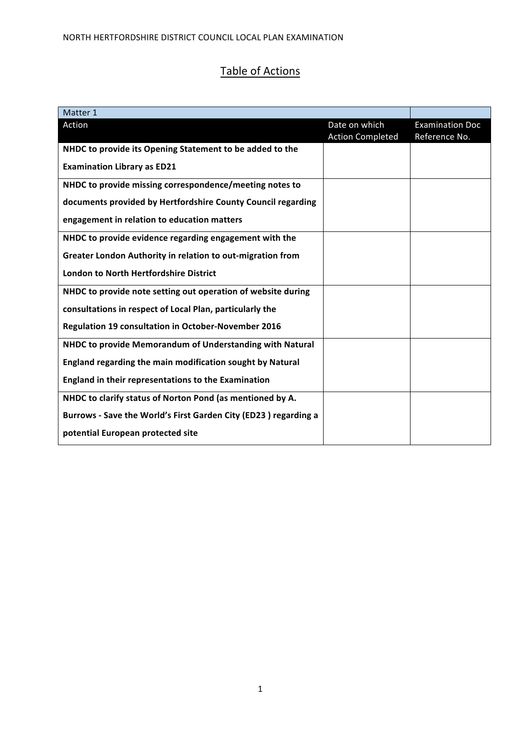# Table of Actions

| Matter 1 | | |
|---|---|---|
| Action | Date on which Action Completed | Examination Doc Reference No. |
| **NHDC to provide its Opening Statement to be added to the Examination Library as ED21** | | |
| **NHDC to provide missing correspondence/meeting notes to documents provided by Hertfordshire County Council regarding engagement in relation to education matters** | | |
| **NHDC to provide evidence regarding engagement with the Greater London Authority in relation to out-migration from London to North Hertfordshire District** | | |
| **NHDC to provide note setting out operation of website during consultations in respect of Local Plan, particularly the Regulation 19 consultation in October-November 2016** | | |
| **NHDC to provide Memorandum of Understanding with Natural England regarding the main modification sought by Natural England in their representations to the Examination** | | |
| **NHDC to clarify status of Norton Pond (as mentioned by A. Burrows - Save the World's First Garden City (ED23 ) regarding a potential European protected site** | | |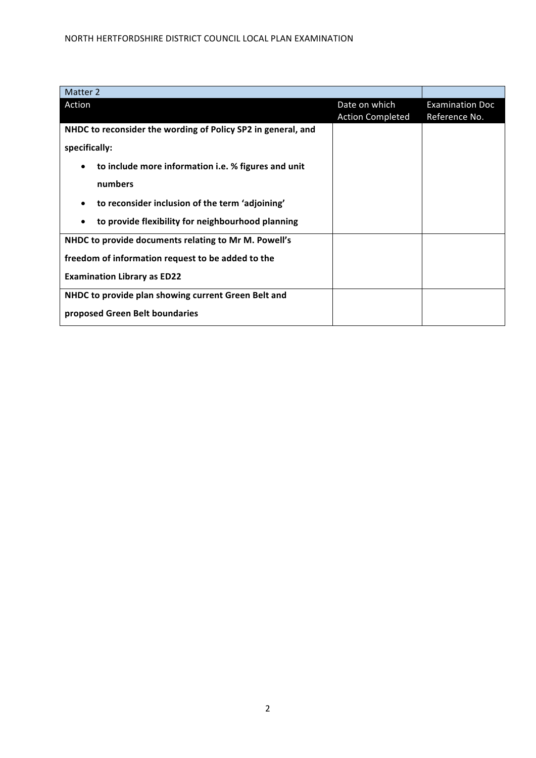| Matter 2 | | |
|---|---|---|
| Action | Date on which Action Completed | Examination Doc Reference No. |
| **NHDC to reconsider the wording of Policy SP2 in general, and specifically:**<br>• **to include more information i.e. % figures and unit numbers**<br>• **to reconsider inclusion of the term 'adjoining'**<br>• **to provide flexibility for neighbourhood planning** | | |
| **NHDC to provide documents relating to Mr M. Powell's freedom of information request to be added to the Examination Library as ED22** | | |
| **NHDC to provide plan showing current Green Belt and proposed Green Belt boundaries** | | |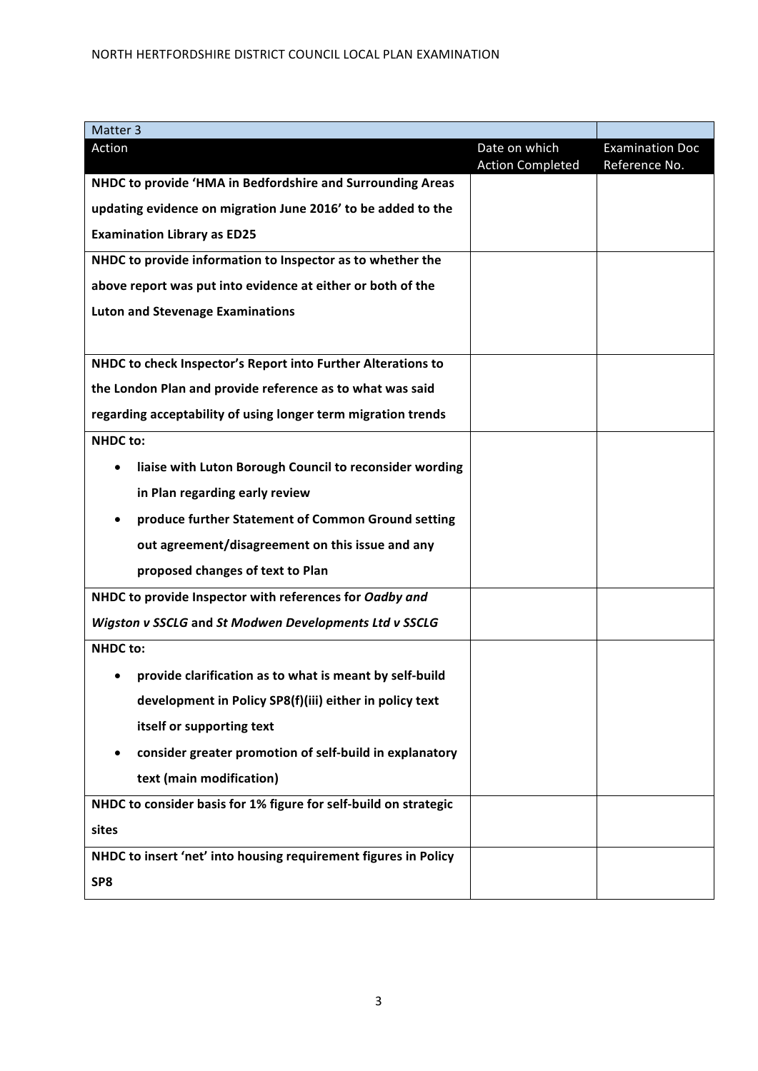| Matter 3 | | |
|---|---|---|
| Action | Date on which Action Completed | Examination Doc Reference No. |
| **NHDC to provide 'HMA in Bedfordshire and Surrounding Areas updating evidence on migration June 2016' to be added to the Examination Library as ED25** | | |
| **NHDC to provide information to Inspector as to whether the above report was put into evidence at either or both of the Luton and Stevenage Examinations** | | |
| **NHDC to check Inspector's Report into Further Alterations to the London Plan and provide reference as to what was said regarding acceptability of using longer term migration trends** | | |
| **NHDC to:**<br>• **liaise with Luton Borough Council to reconsider wording in Plan regarding early review**<br>• **produce further Statement of Common Ground setting out agreement/disagreement on this issue and any proposed changes of text to Plan** | | |
| **NHDC to provide Inspector with references for *Oadby and Wigston v SSCLG* and *St Modwen Developments Ltd v SSCLG*** | | |
| **NHDC to:**<br>• **provide clarification as to what is meant by self-build development in Policy SP8(f)(iii) either in policy text itself or supporting text**<br>• **consider greater promotion of self-build in explanatory text (main modification)** | | |
| **NHDC to consider basis for 1% figure for self-build on strategic sites** | | |
| **NHDC to insert 'net' into housing requirement figures in Policy SP8** | | |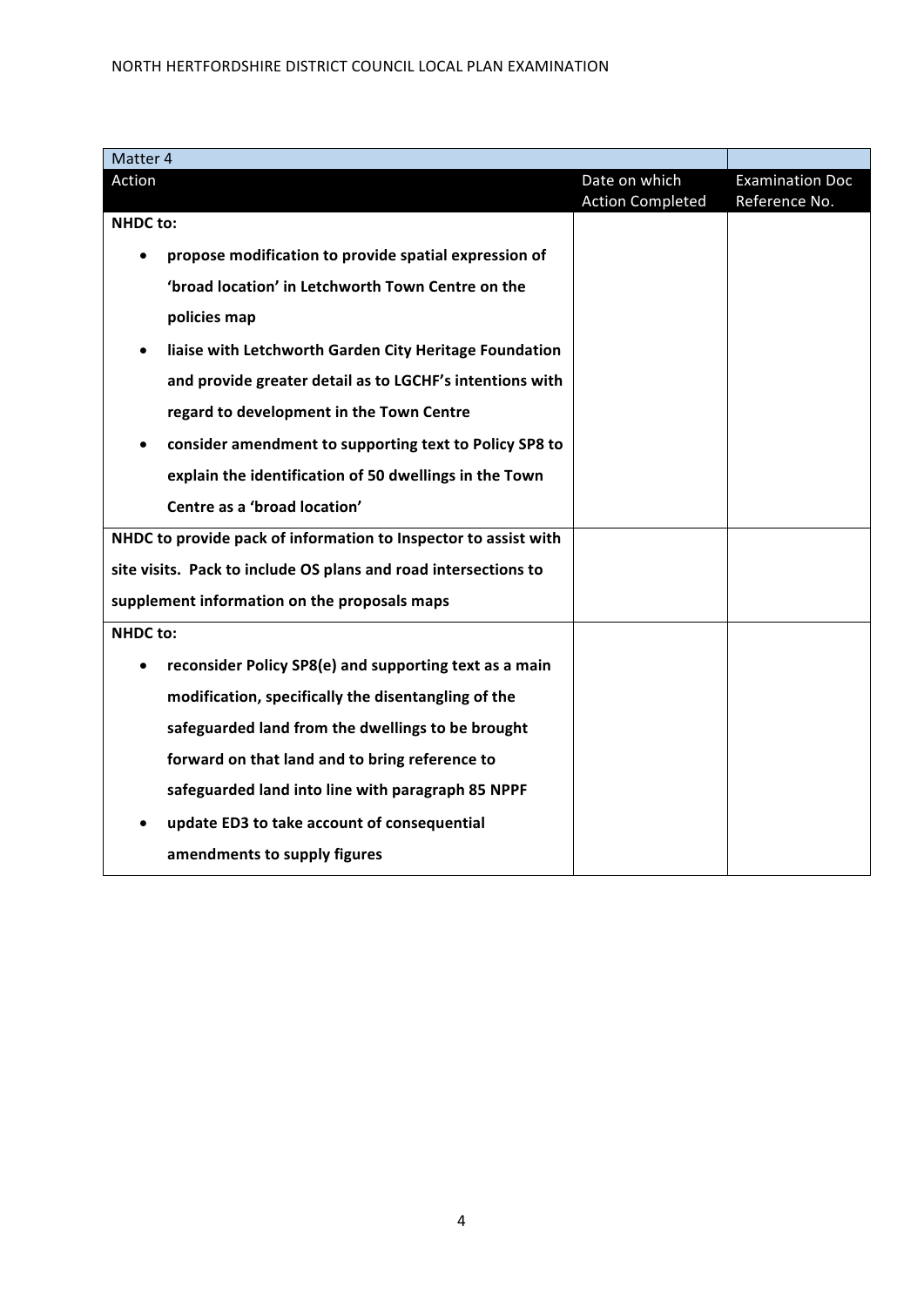| Matter 4 | | |
|---|---|---|
| **Action** | **Date on which Action Completed** | **Examination Doc Reference No.** |
| **NHDC to:**<br>• **propose modification to provide spatial expression of 'broad location' in Letchworth Town Centre on the policies map**<br>• **liaise with Letchworth Garden City Heritage Foundation and provide greater detail as to LGCHF's intentions with regard to development in the Town Centre**<br>• **consider amendment to supporting text to Policy SP8 to explain the identification of 50 dwellings in the Town Centre as a 'broad location'** | | |
| **NHDC to provide pack of information to Inspector to assist with site visits. Pack to include OS plans and road intersections to supplement information on the proposals maps** | | |
| **NHDC to:**<br>• **reconsider Policy SP8(e) and supporting text as a main modification, specifically the disentangling of the safeguarded land from the dwellings to be brought forward on that land and to bring reference to safeguarded land into line with paragraph 85 NPPF**<br>• **update ED3 to take account of consequential amendments to supply figures** | | |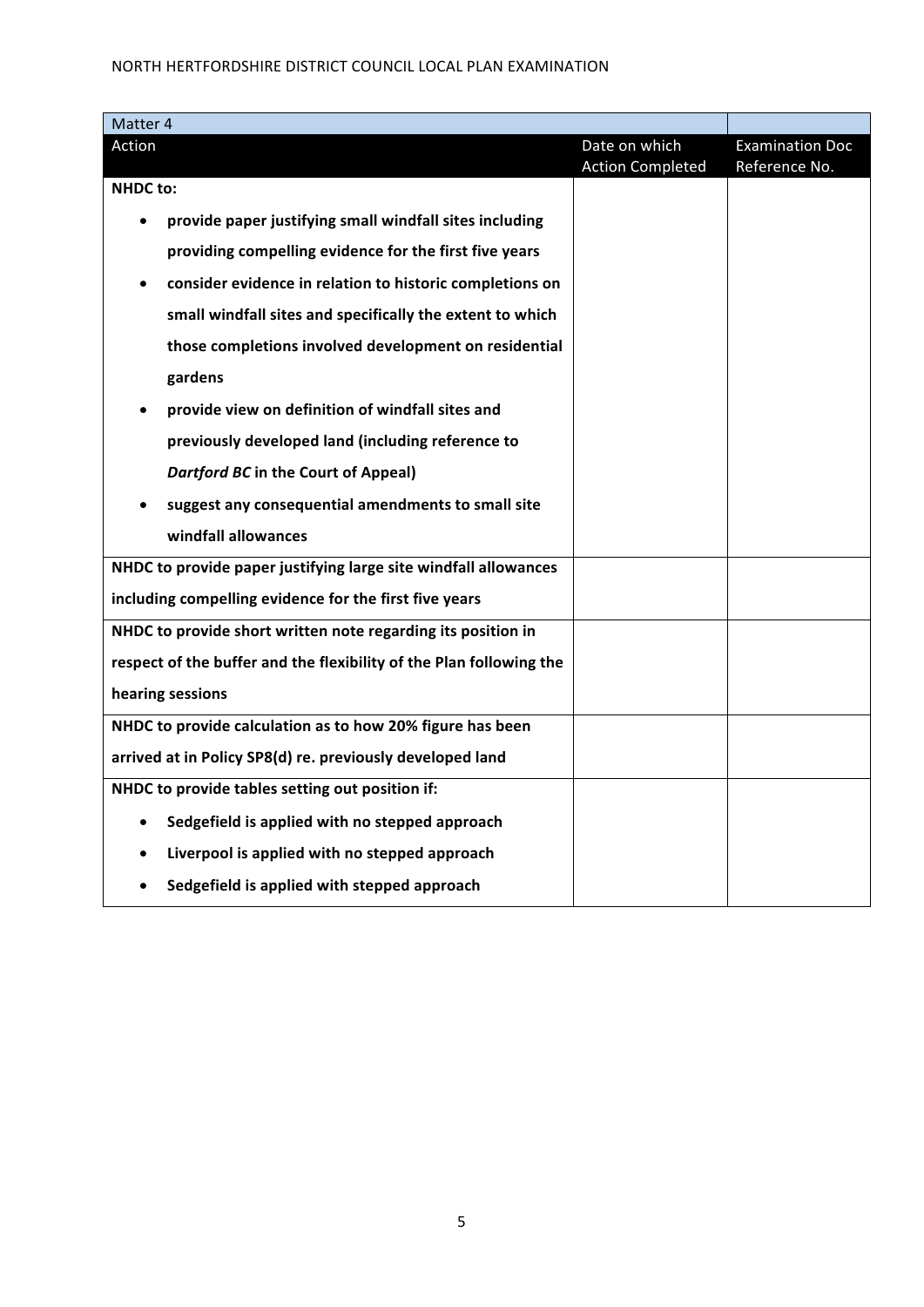| Matter 4 | | |
|---|---|---|
| **Action** | **Date on which Action Completed** | **Examination Doc Reference No.** |
| **NHDC to:**<br>• **provide paper justifying small windfall sites including providing compelling evidence for the first five years**<br>• **consider evidence in relation to historic completions on small windfall sites and specifically the extent to which those completions involved development on residential gardens**<br>• **provide view on definition of windfall sites and previously developed land (including reference to *Dartford BC* in the Court of Appeal)**<br>• **suggest any consequential amendments to small site windfall allowances** | | |
| **NHDC to provide paper justifying large site windfall allowances including compelling evidence for the first five years** | | |
| **NHDC to provide short written note regarding its position in respect of the buffer and the flexibility of the Plan following the hearing sessions** | | |
| **NHDC to provide calculation as to how 20% figure has been arrived at in Policy SP8(d) re. previously developed land** | | |
| **NHDC to provide tables setting out position if:**<br>• **Sedgefield is applied with no stepped approach**<br>• **Liverpool is applied with no stepped approach**<br>• **Sedgefield is applied with stepped approach** | | |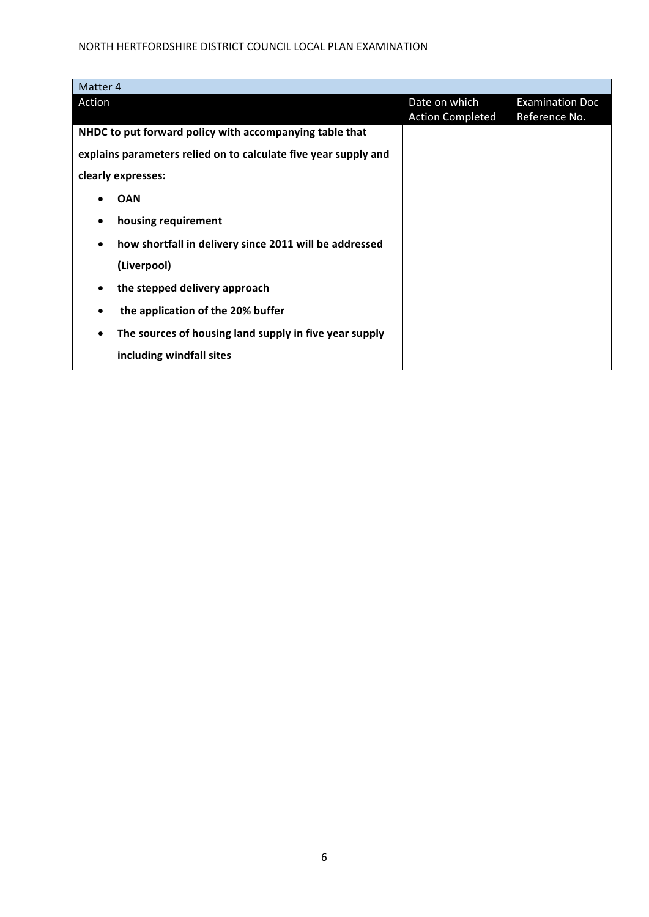| Matter 4 | | |
|---|---|---|
| Action | Date on which Action Completed | Examination Doc Reference No. |
| **NHDC to put forward policy with accompanying table that explains parameters relied on to calculate five year supply and clearly expresses:**<br>• **OAN**<br>• **housing requirement**<br>• **how shortfall in delivery since 2011 will be addressed (Liverpool)**<br>• **the stepped delivery approach**<br>• **the application of the 20% buffer**<br>• **The sources of housing land supply in five year supply including windfall sites** | | |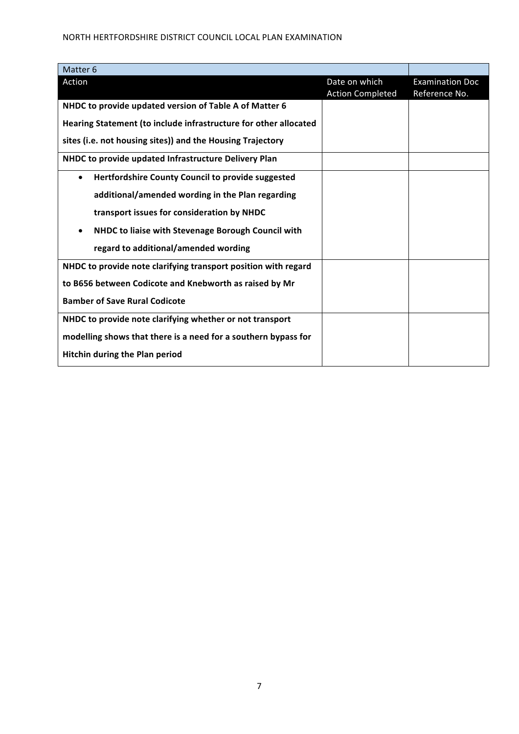| Matter 6 | | |
|---|---|---|
| Action | Date on which Action Completed | Examination Doc Reference No. |
| **NHDC to provide updated version of Table A of Matter 6 Hearing Statement (to include infrastructure for other allocated sites (i.e. not housing sites)) and the Housing Trajectory** | | |
| **NHDC to provide updated Infrastructure Delivery Plan** | | |
| • **Hertfordshire County Council to provide suggested additional/amended wording in the Plan regarding transport issues for consideration by NHDC**<br>• **NHDC to liaise with Stevenage Borough Council with regard to additional/amended wording** | | |
| **NHDC to provide note clarifying transport position with regard to B656 between Codicote and Knebworth as raised by Mr Bamber of Save Rural Codicote** | | |
| **NHDC to provide note clarifying whether or not transport modelling shows that there is a need for a southern bypass for Hitchin during the Plan period** | | |